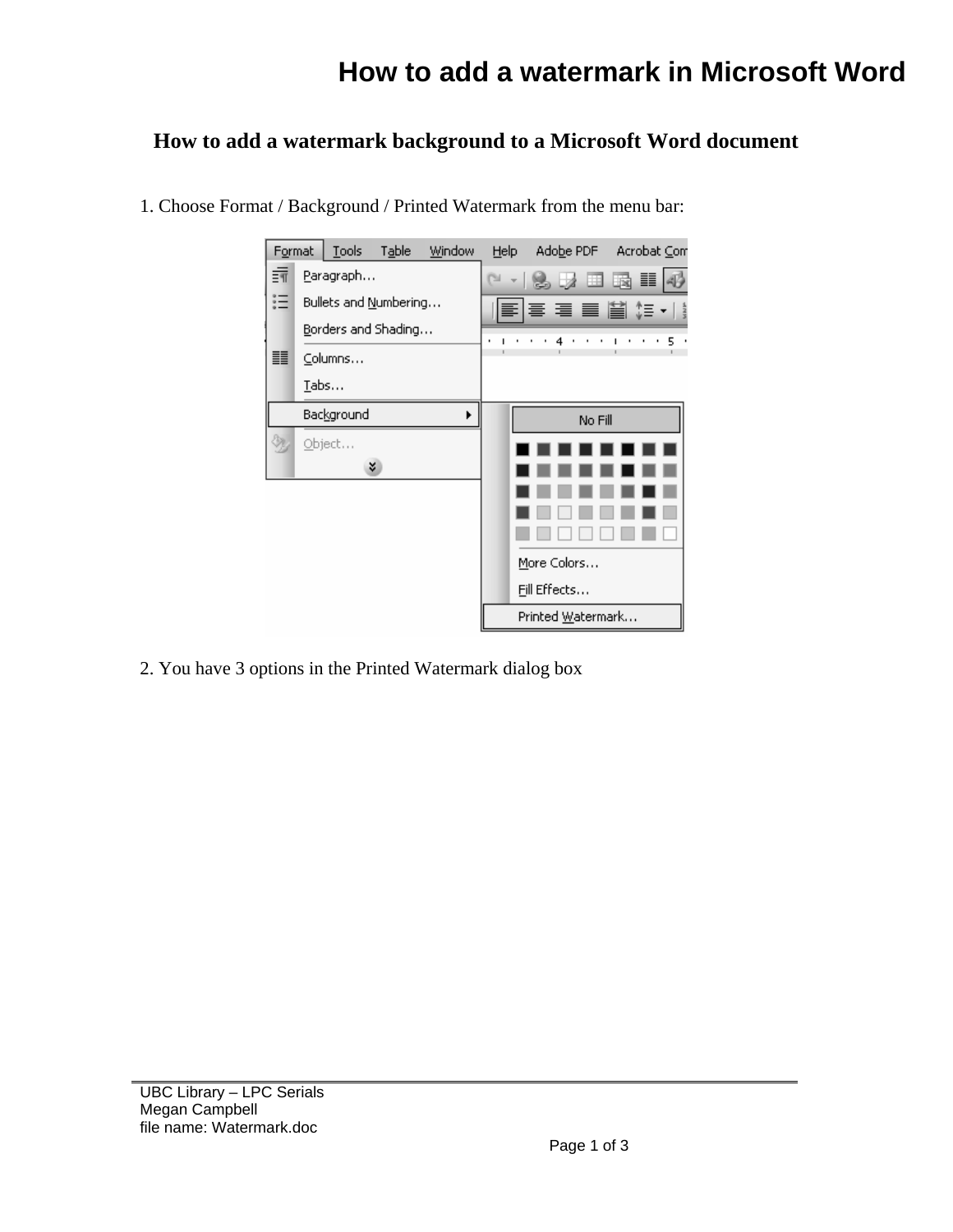# How to add a watermark in Microsoft Word

## How to add a watermark background to a Microsoft Word document

1. Choose Format / Background / Printed Watermark from the menu bar:

2. You have 3 options in the Printed Watermark dialog box

UBC Library – LPC Serials
Megan Campbell
file name: Watermark.doc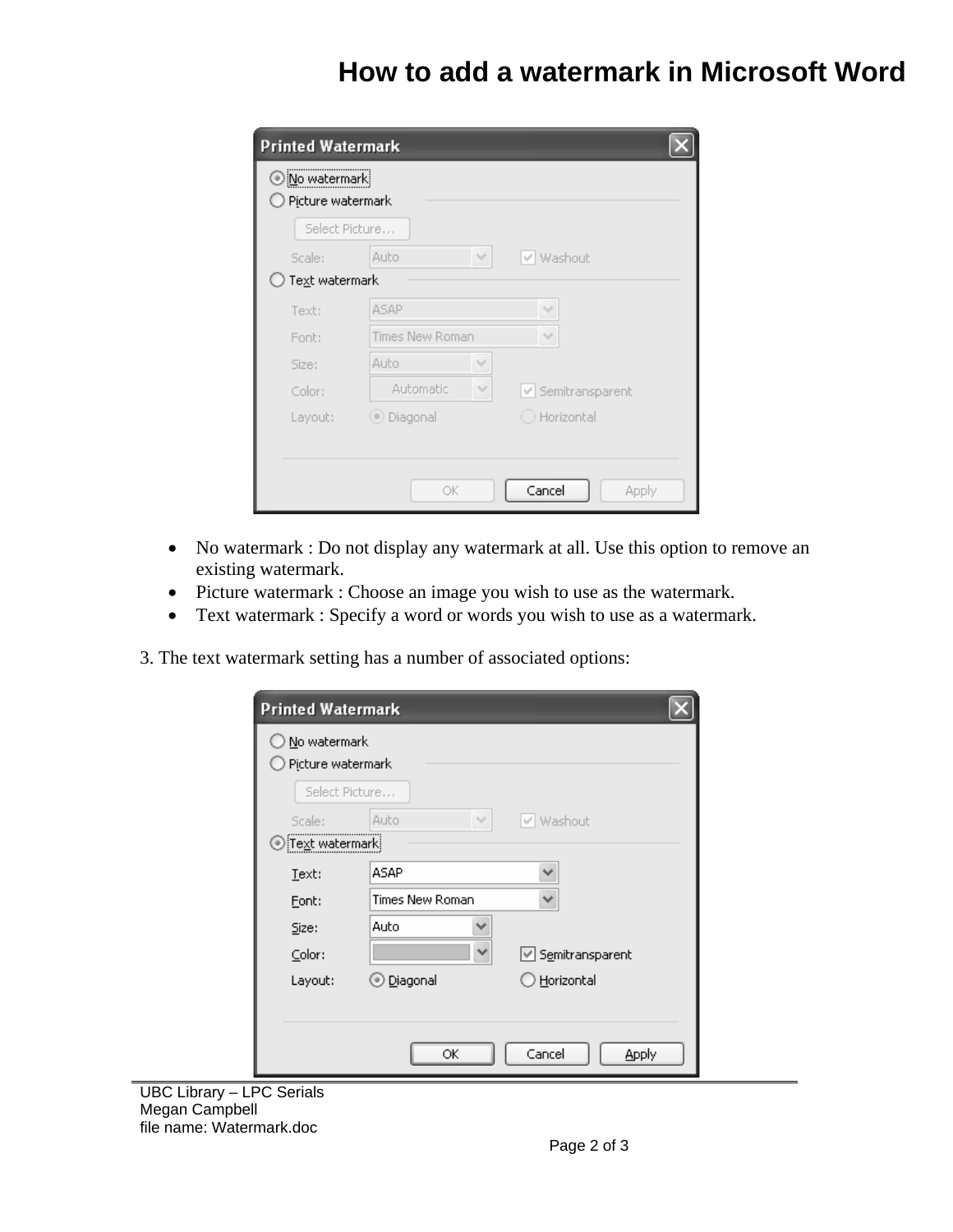# How to add a watermark in Microsoft Word

- No watermark : Do not display any watermark at all. Use this option to remove an existing watermark.
- Picture watermark : Choose an image you wish to use as the watermark.
- Text watermark : Specify a word or words you wish to use as a watermark.

3. The text watermark setting has a number of associated options:

UBC Library – LPC Serials
Megan Campbell
file name: Watermark.doc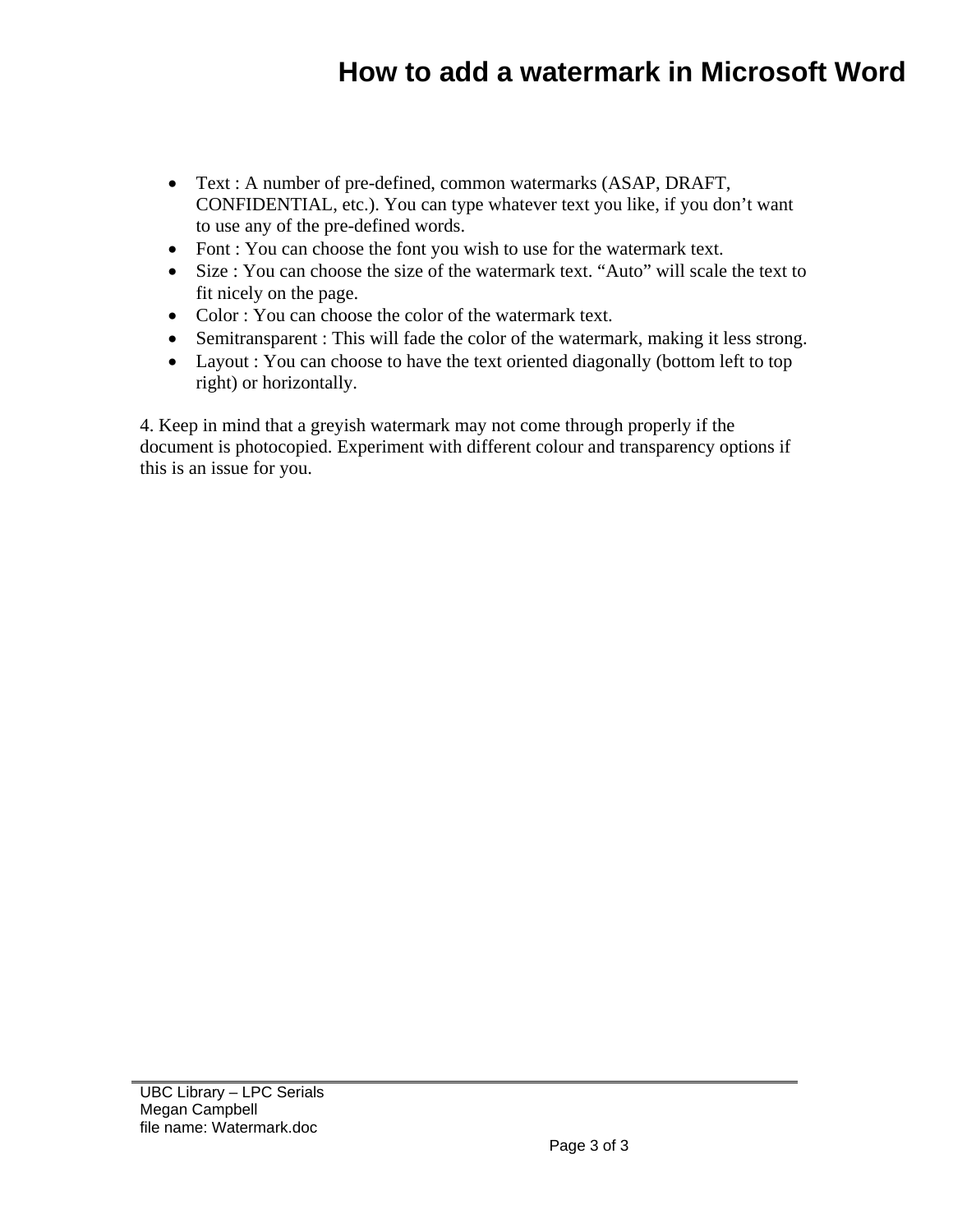- Text : A number of pre-defined, common watermarks (ASAP, DRAFT, CONFIDENTIAL, etc.). You can type whatever text you like, if you don't want to use any of the pre-defined words.
- Font : You can choose the font you wish to use for the watermark text.
- Size : You can choose the size of the watermark text. "Auto" will scale the text to fit nicely on the page.
- Color : You can choose the color of the watermark text.
- Semitransparent : This will fade the color of the watermark, making it less strong.
- Layout : You can choose to have the text oriented diagonally (bottom left to top right) or horizontally.

4. Keep in mind that a greyish watermark may not come through properly if the document is photocopied. Experiment with different colour and transparency options if this is an issue for you.